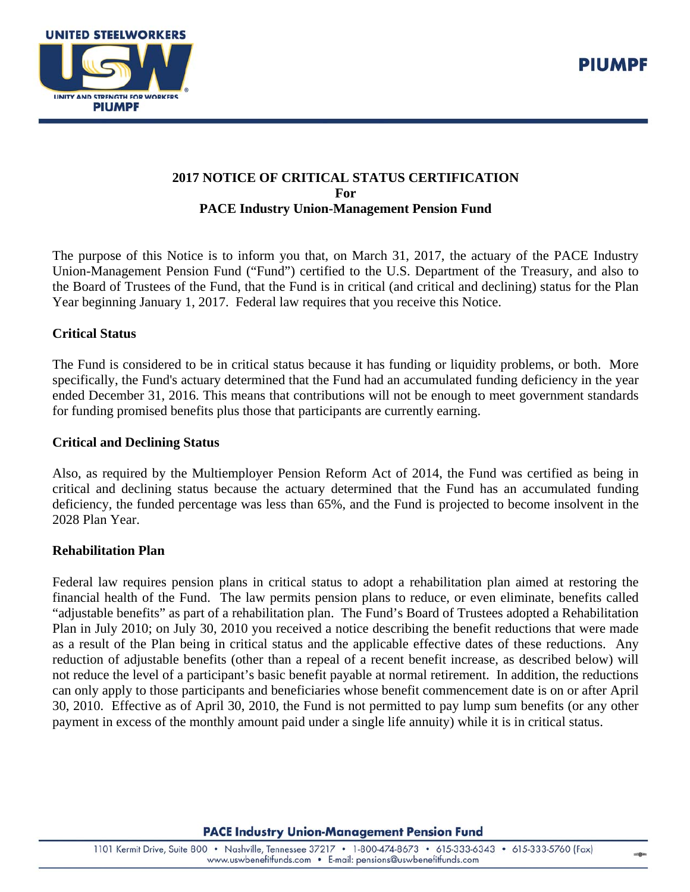# 2017 NOTICE OF CRITICAL STATUS CERTIFICATION
## For
## PACE Industry Union-Management Pension Fund

The purpose of this Notice is to inform you that, on March 31, 2017, the actuary of the PACE Industry Union-Management Pension Fund ("Fund") certified to the U.S. Department of the Treasury, and also to the Board of Trustees of the Fund, that the Fund is in critical (and critical and declining) status for the Plan Year beginning January 1, 2017. Federal law requires that you receive this Notice.

**Critical Status**

The Fund is considered to be in critical status because it has funding or liquidity problems, or both. More specifically, the Fund's actuary determined that the Fund had an accumulated funding deficiency in the year ended December 31, 2016. This means that contributions will not be enough to meet government standards for funding promised benefits plus those that participants are currently earning.

**Critical and Declining Status**

Also, as required by the Multiemployer Pension Reform Act of 2014, the Fund was certified as being in critical and declining status because the actuary determined that the Fund has an accumulated funding deficiency, the funded percentage was less than 65%, and the Fund is projected to become insolvent in the 2028 Plan Year.

**Rehabilitation Plan**

Federal law requires pension plans in critical status to adopt a rehabilitation plan aimed at restoring the financial health of the Fund. The law permits pension plans to reduce, or even eliminate, benefits called "adjustable benefits" as part of a rehabilitation plan. The Fund's Board of Trustees adopted a Rehabilitation Plan in July 2010; on July 30, 2010 you received a notice describing the benefit reductions that were made as a result of the Plan being in critical status and the applicable effective dates of these reductions. Any reduction of adjustable benefits (other than a repeal of a recent benefit increase, as described below) will not reduce the level of a participant's basic benefit payable at normal retirement. In addition, the reductions can only apply to those participants and beneficiaries whose benefit commencement date is on or after April 30, 2010. Effective as of April 30, 2010, the Fund is not permitted to pay lump sum benefits (or any other payment in excess of the monthly amount paid under a single life annuity) while it is in critical status.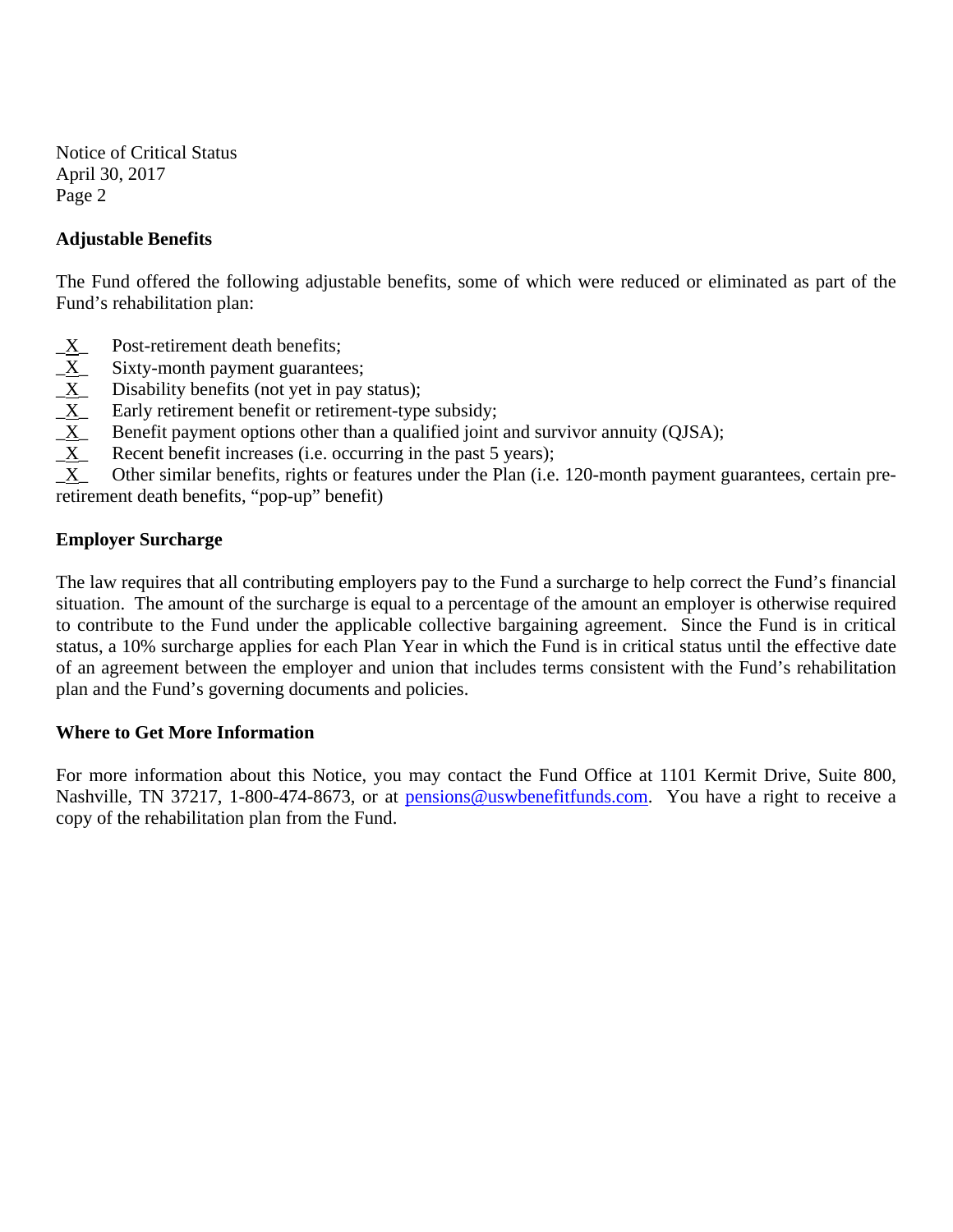## Adjustable Benefits

The Fund offered the following adjustable benefits, some of which were reduced or eliminated as part of the Fund's rehabilitation plan:

_X_ Post-retirement death benefits;
_X_ Sixty-month payment guarantees;
_X_ Disability benefits (not yet in pay status);
_X_ Early retirement benefit or retirement-type subsidy;
_X_ Benefit payment options other than a qualified joint and survivor annuity (QJSA);
_X_ Recent benefit increases (i.e. occurring in the past 5 years);
_X_ Other similar benefits, rights or features under the Plan (i.e. 120-month payment guarantees, certain pre-retirement death benefits, "pop-up" benefit)

## Employer Surcharge

The law requires that all contributing employers pay to the Fund a surcharge to help correct the Fund's financial situation. The amount of the surcharge is equal to a percentage of the amount an employer is otherwise required to contribute to the Fund under the applicable collective bargaining agreement. Since the Fund is in critical status, a 10% surcharge applies for each Plan Year in which the Fund is in critical status until the effective date of an agreement between the employer and union that includes terms consistent with the Fund's rehabilitation plan and the Fund's governing documents and policies.

## Where to Get More Information

For more information about this Notice, you may contact the Fund Office at 1101 Kermit Drive, Suite 800, Nashville, TN 37217, 1-800-474-8673, or at pensions@uswbenefitfunds.com. You have a right to receive a copy of the rehabilitation plan from the Fund.